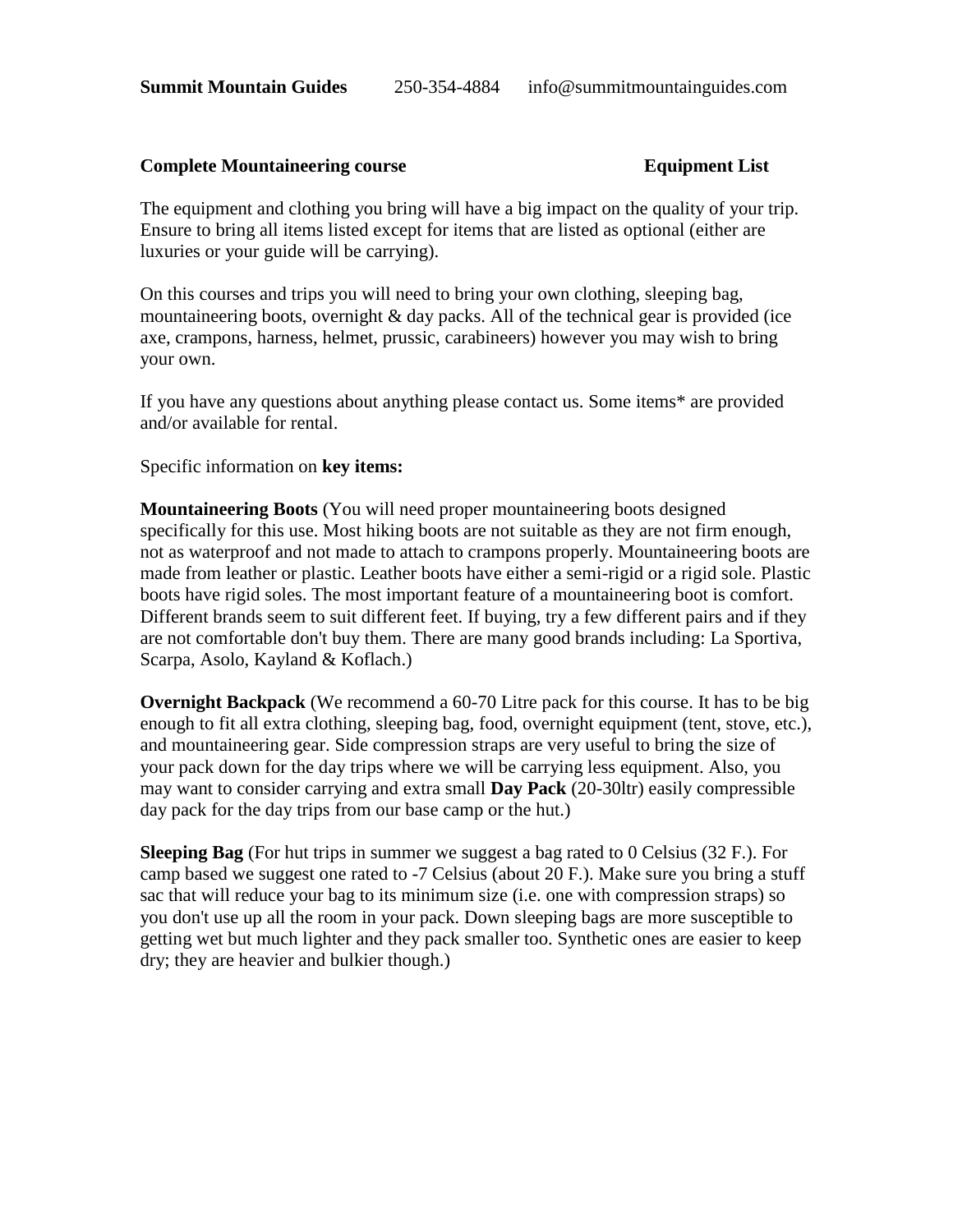**Summit Mountain Guides** 250-354-4884 info@summitmountainguides.com

**Complete Mountaineering course** **Equipment List**

The equipment and clothing you bring will have a big impact on the quality of your trip. Ensure to bring all items listed except for items that are listed as optional (either are luxuries or your guide will be carrying).

On this courses and trips you will need to bring your own clothing, sleeping bag, mountaineering boots, overnight & day packs. All of the technical gear is provided (ice axe, crampons, harness, helmet, prussic, carabineers) however you may wish to bring your own.

If you have any questions about anything please contact us. Some items* are provided and/or available for rental.

Specific information on **key items:**

**Mountaineering Boots** (You will need proper mountaineering boots designed specifically for this use. Most hiking boots are not suitable as they are not firm enough, not as waterproof and not made to attach to crampons properly. Mountaineering boots are made from leather or plastic. Leather boots have either a semi-rigid or a rigid sole. Plastic boots have rigid soles. The most important feature of a mountaineering boot is comfort. Different brands seem to suit different feet. If buying, try a few different pairs and if they are not comfortable don't buy them. There are many good brands including: La Sportiva, Scarpa, Asolo, Kayland & Koflach.)

**Overnight Backpack** (We recommend a 60-70 Litre pack for this course. It has to be big enough to fit all extra clothing, sleeping bag, food, overnight equipment (tent, stove, etc.), and mountaineering gear. Side compression straps are very useful to bring the size of your pack down for the day trips where we will be carrying less equipment. Also, you may want to consider carrying and extra small **Day Pack** (20-30ltr) easily compressible day pack for the day trips from our base camp or the hut.)

**Sleeping Bag** (For hut trips in summer we suggest a bag rated to 0 Celsius (32 F.). For camp based we suggest one rated to -7 Celsius (about 20 F.). Make sure you bring a stuff sac that will reduce your bag to its minimum size (i.e. one with compression straps) so you don't use up all the room in your pack. Down sleeping bags are more susceptible to getting wet but much lighter and they pack smaller too. Synthetic ones are easier to keep dry; they are heavier and bulkier though.)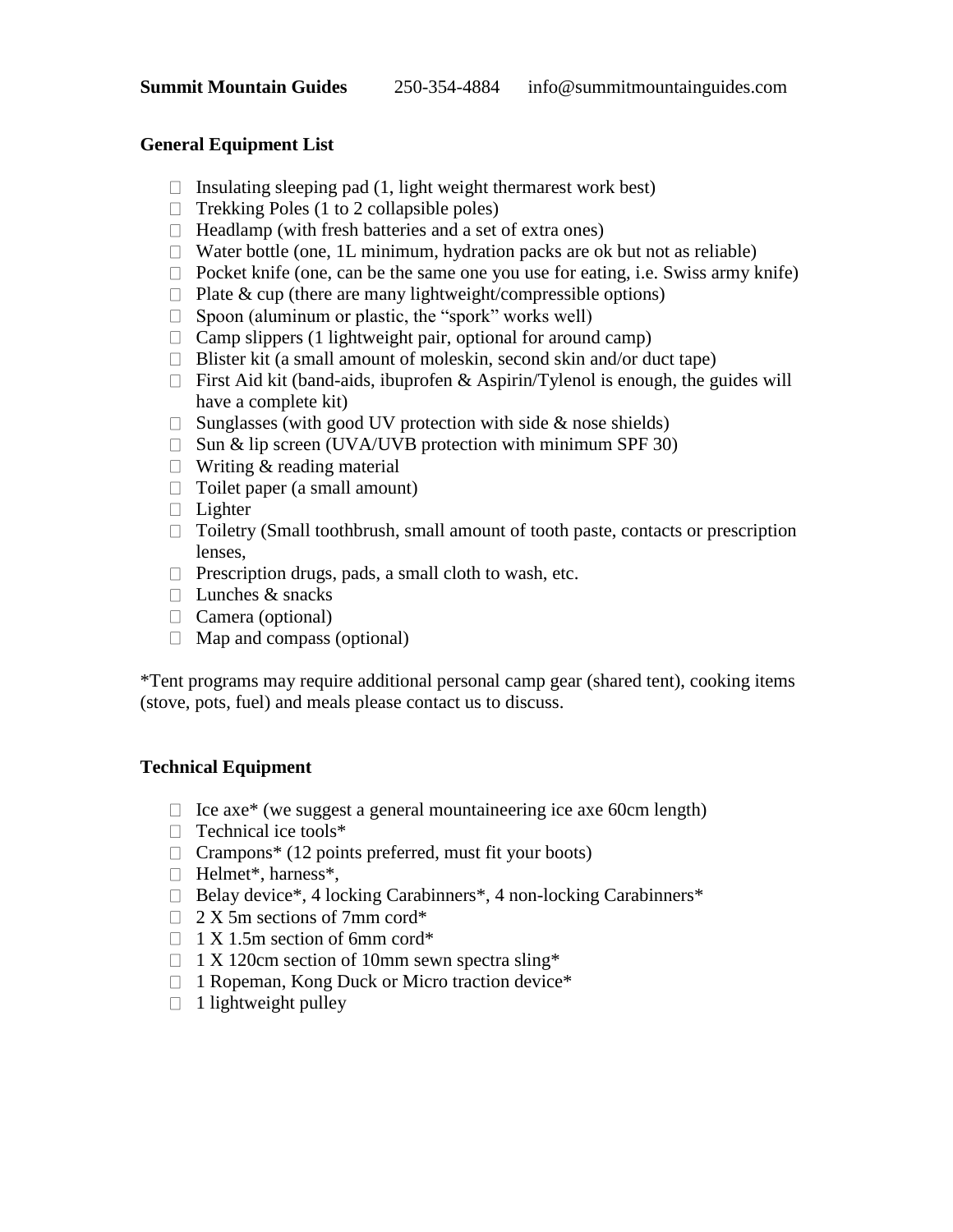**Summit Mountain Guides** 250-354-4884 info@summitmountainguides.com

**General Equipment List**

- Insulating sleeping pad (1, light weight thermarest work best)
- Trekking Poles (1 to 2 collapsible poles)
- Headlamp (with fresh batteries and a set of extra ones)
- Water bottle (one, 1L minimum, hydration packs are ok but not as reliable)
- Pocket knife (one, can be the same one you use for eating, i.e. Swiss army knife)
- Plate & cup (there are many lightweight/compressible options)
- Spoon (aluminum or plastic, the "spork" works well)
- Camp slippers (1 lightweight pair, optional for around camp)
- Blister kit (a small amount of moleskin, second skin and/or duct tape)
- First Aid kit (band-aids, ibuprofen & Aspirin/Tylenol is enough, the guides will have a complete kit)
- Sunglasses (with good UV protection with side & nose shields)
- Sun & lip screen (UVA/UVB protection with minimum SPF 30)
- Writing & reading material
- Toilet paper (a small amount)
- Lighter
- Toiletry (Small toothbrush, small amount of tooth paste, contacts or prescription lenses,
- Prescription drugs, pads, a small cloth to wash, etc.
- Lunches & snacks
- Camera (optional)
- Map and compass (optional)

*Tent programs may require additional personal camp gear (shared tent), cooking items (stove, pots, fuel) and meals please contact us to discuss.

**Technical Equipment**

- Ice axe* (we suggest a general mountaineering ice axe 60cm length)
- Technical ice tools*
- Crampons* (12 points preferred, must fit your boots)
- Helmet*, harness*,
- Belay device*, 4 locking Carabinners*, 4 non-locking Carabinners*
- 2 X 5m sections of 7mm cord*
- 1 X 1.5m section of 6mm cord*
- 1 X 120cm section of 10mm sewn spectra sling*
- 1 Ropeman, Kong Duck or Micro traction device*
- 1 lightweight pulley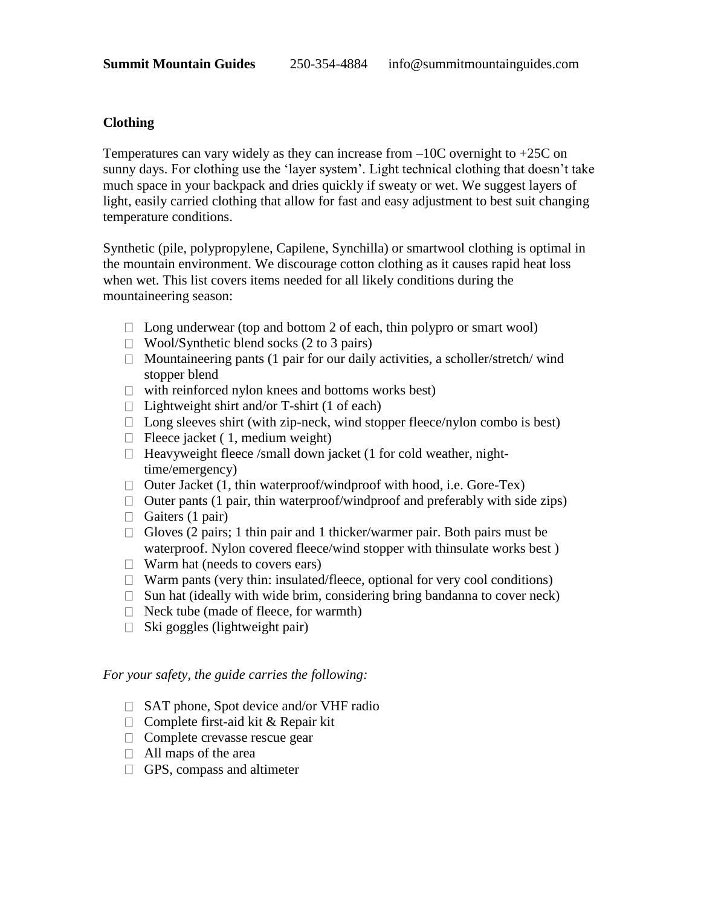**Summit Mountain Guides** 250-354-4884 info@summitmountainguides.com

## Clothing

Temperatures can vary widely as they can increase from –10C overnight to +25C on sunny days. For clothing use the 'layer system'. Light technical clothing that doesn't take much space in your backpack and dries quickly if sweaty or wet. We suggest layers of light, easily carried clothing that allow for fast and easy adjustment to best suit changing temperature conditions.

Synthetic (pile, polypropylene, Capilene, Synchilla) or smartwool clothing is optimal in the mountain environment. We discourage cotton clothing as it causes rapid heat loss when wet. This list covers items needed for all likely conditions during the mountaineering season:

- Long underwear (top and bottom 2 of each, thin polypro or smart wool)
- Wool/Synthetic blend socks (2 to 3 pairs)
- Mountaineering pants (1 pair for our daily activities, a scholler/stretch/ wind stopper blend
- with reinforced nylon knees and bottoms works best)
- Lightweight shirt and/or T-shirt (1 of each)
- Long sleeves shirt (with zip-neck, wind stopper fleece/nylon combo is best)
- Fleece jacket ( 1, medium weight)
- Heavyweight fleece /small down jacket (1 for cold weather, night-time/emergency)
- Outer Jacket (1, thin waterproof/windproof with hood, i.e. Gore-Tex)
- Outer pants (1 pair, thin waterproof/windproof and preferably with side zips)
- Gaiters (1 pair)
- Gloves (2 pairs; 1 thin pair and 1 thicker/warmer pair. Both pairs must be waterproof. Nylon covered fleece/wind stopper with thinsulate works best )
- Warm hat (needs to covers ears)
- Warm pants (very thin: insulated/fleece, optional for very cool conditions)
- Sun hat (ideally with wide brim, considering bring bandanna to cover neck)
- Neck tube (made of fleece, for warmth)
- Ski goggles (lightweight pair)

*For your safety, the guide carries the following:*

- SAT phone, Spot device and/or VHF radio
- Complete first-aid kit & Repair kit
- Complete crevasse rescue gear
- All maps of the area
- GPS, compass and altimeter